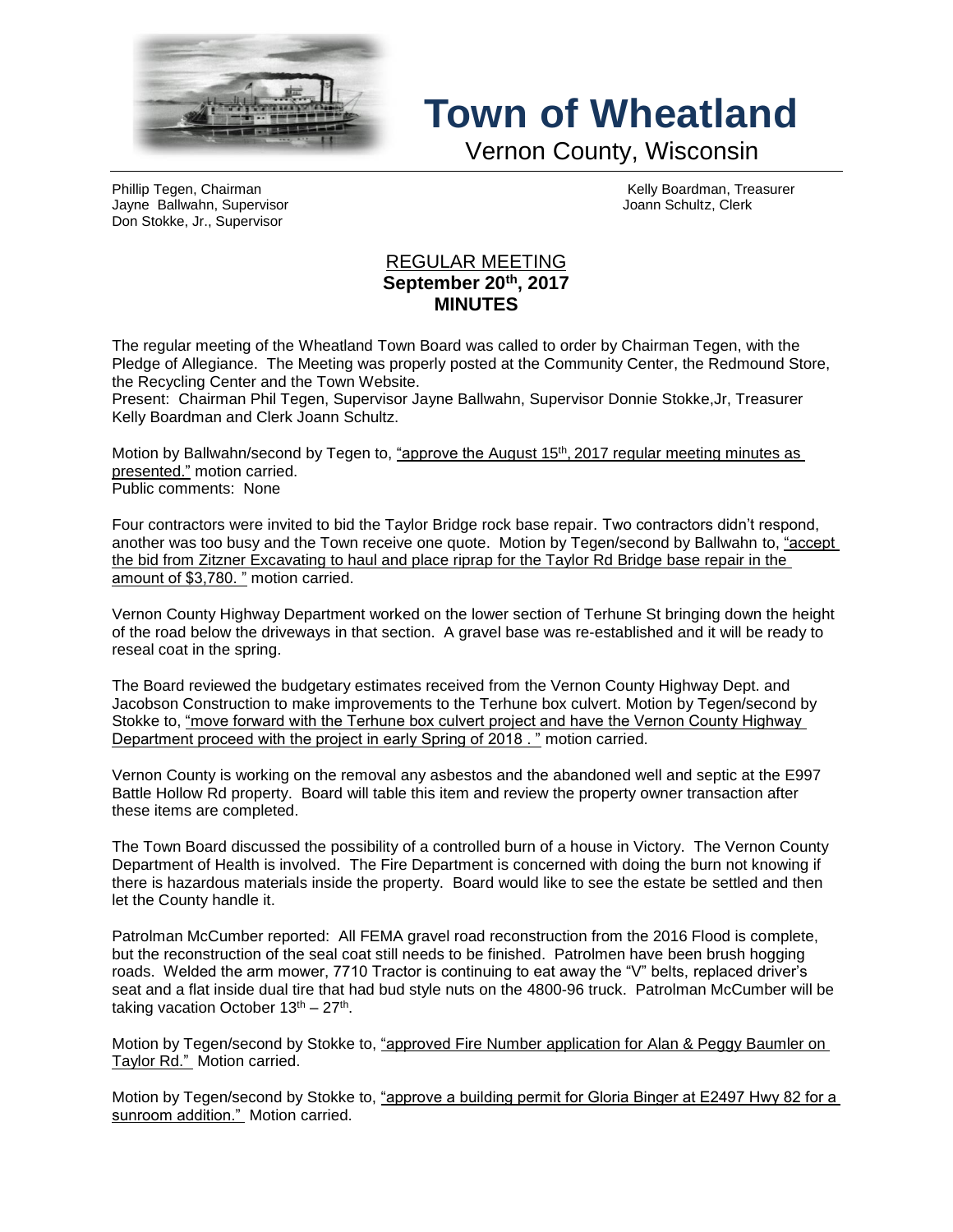# Town of Wheatland

Vernon County, Wisconsin

Phillip Tegen, Chairman
Jayne Ballwahn, Supervisor
Don Stokke, Jr., Supervisor

Kelly Boardman, Treasurer
Joann Schultz, Clerk

## REGULAR MEETING
**September 20th, 2017**
**MINUTES**

The regular meeting of the Wheatland Town Board was called to order by Chairman Tegen, with the Pledge of Allegiance. The Meeting was properly posted at the Community Center, the Redmound Store, the Recycling Center and the Town Website.
Present: Chairman Phil Tegen, Supervisor Jayne Ballwahn, Supervisor Donnie Stokke,Jr, Treasurer Kelly Boardman and Clerk Joann Schultz.

Motion by Ballwahn/second by Tegen to, "approve the August 15th, 2017 regular meeting minutes as presented." motion carried.
Public comments: None

Four contractors were invited to bid the Taylor Bridge rock base repair. Two contractors didn't respond, another was too busy and the Town receive one quote. Motion by Tegen/second by Ballwahn to, "accept the bid from Zitzner Excavating to haul and place riprap for the Taylor Rd Bridge base repair in the amount of $3,780. " motion carried.

Vernon County Highway Department worked on the lower section of Terhune St bringing down the height of the road below the driveways in that section. A gravel base was re-established and it will be ready to reseal coat in the spring.

The Board reviewed the budgetary estimates received from the Vernon County Highway Dept. and Jacobson Construction to make improvements to the Terhune box culvert. Motion by Tegen/second by Stokke to, "move forward with the Terhune box culvert project and have the Vernon County Highway Department proceed with the project in early Spring of 2018 . " motion carried.

Vernon County is working on the removal any asbestos and the abandoned well and septic at the E997 Battle Hollow Rd property. Board will table this item and review the property owner transaction after these items are completed.

The Town Board discussed the possibility of a controlled burn of a house in Victory. The Vernon County Department of Health is involved. The Fire Department is concerned with doing the burn not knowing if there is hazardous materials inside the property. Board would like to see the estate be settled and then let the County handle it.

Patrolman McCumber reported: All FEMA gravel road reconstruction from the 2016 Flood is complete, but the reconstruction of the seal coat still needs to be finished. Patrolmen have been brush hogging roads. Welded the arm mower, 7710 Tractor is continuing to eat away the "V" belts, replaced driver's seat and a flat inside dual tire that had bud style nuts on the 4800-96 truck. Patrolman McCumber will be taking vacation October 13th – 27th.

Motion by Tegen/second by Stokke to, "approved Fire Number application for Alan & Peggy Baumler on Taylor Rd." Motion carried.

Motion by Tegen/second by Stokke to, "approve a building permit for Gloria Binger at E2497 Hwy 82 for a sunroom addition." Motion carried.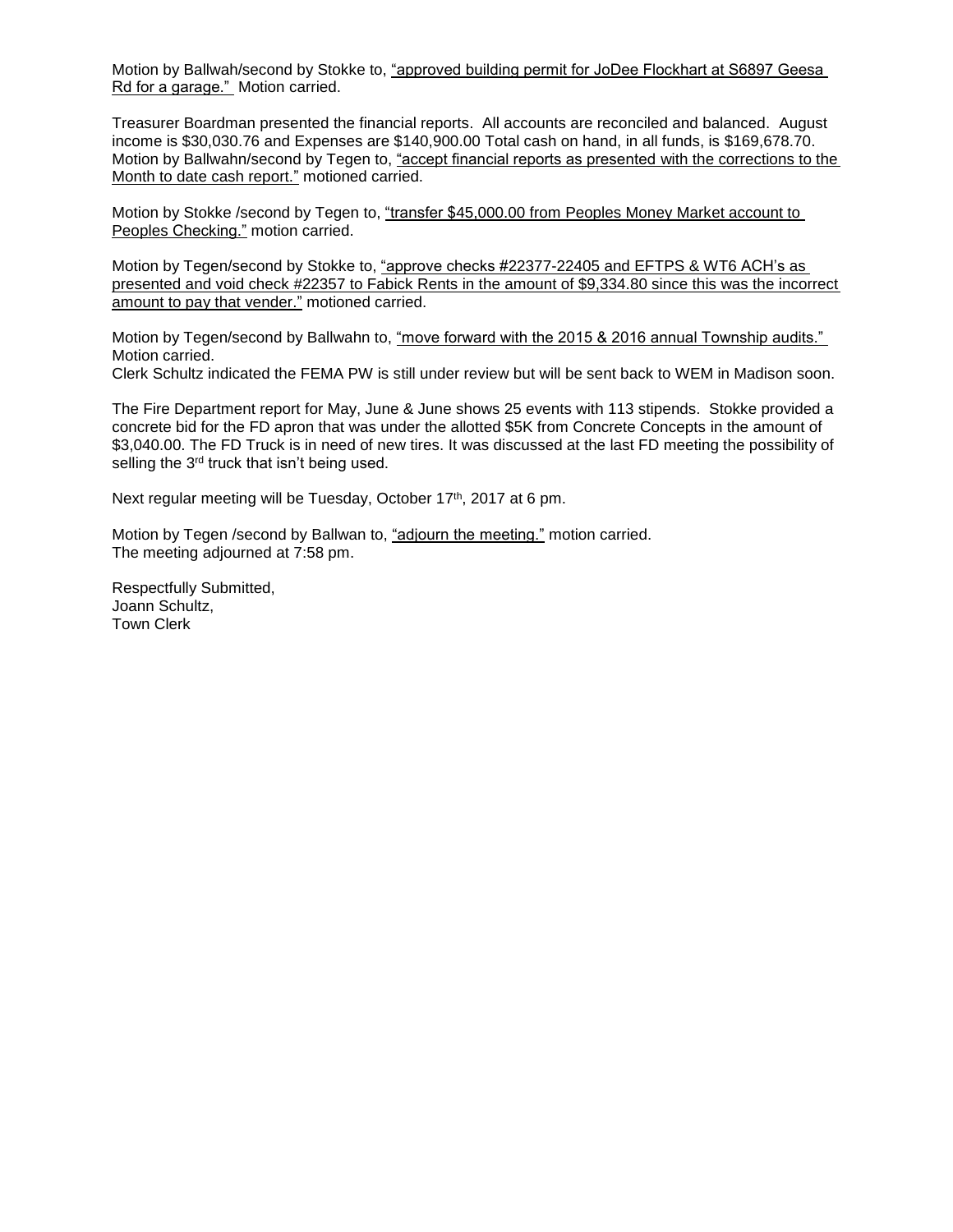Motion by Ballwah/second by Stokke to, "approved building permit for JoDee Flockhart at S6897 Geesa Rd for a garage." Motion carried.

Treasurer Boardman presented the financial reports. All accounts are reconciled and balanced. August income is $30,030.76 and Expenses are $140,900.00 Total cash on hand, in all funds, is $169,678.70. Motion by Ballwahn/second by Tegen to, "accept financial reports as presented with the corrections to the Month to date cash report." motioned carried.

Motion by Stokke /second by Tegen to, "transfer $45,000.00 from Peoples Money Market account to Peoples Checking." motion carried.

Motion by Tegen/second by Stokke to, "approve checks #22377-22405 and EFTPS & WT6 ACH's as presented and void check #22357 to Fabick Rents in the amount of $9,334.80 since this was the incorrect amount to pay that vender." motioned carried.

Motion by Tegen/second by Ballwahn to, "move forward with the 2015 & 2016 annual Township audits." Motion carried.
Clerk Schultz indicated the FEMA PW is still under review but will be sent back to WEM in Madison soon.

The Fire Department report for May, June & June shows 25 events with 113 stipends. Stokke provided a concrete bid for the FD apron that was under the allotted $5K from Concrete Concepts in the amount of $3,040.00. The FD Truck is in need of new tires. It was discussed at the last FD meeting the possibility of selling the 3rd truck that isn't being used.

Next regular meeting will be Tuesday, October 17th, 2017 at 6 pm.

Motion by Tegen /second by Ballwan to, "adjourn the meeting." motion carried.
The meeting adjourned at 7:58 pm.

Respectfully Submitted,
Joann Schultz,
Town Clerk